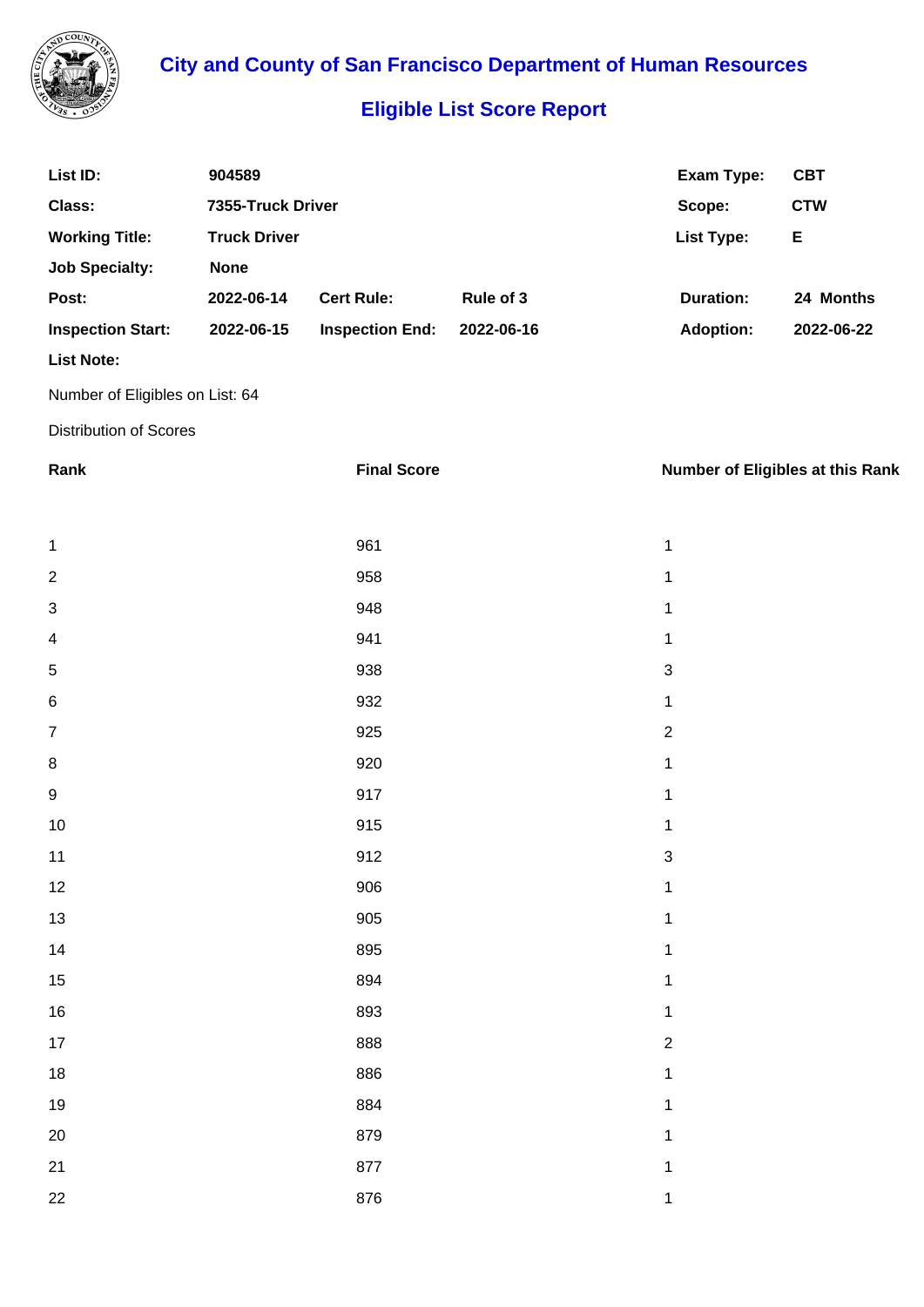# City and County of San Francisco Department of Human Resources

## Eligible List Score Report

| | | | | | |
|---|---|---|---|---|---|
| **List ID:** | **904589** | | | **Exam Type:** | **CBT** |
| **Class:** | **7355-Truck Driver** | | | **Scope:** | **CTW** |
| **Working Title:** | **Truck Driver** | | | **List Type:** | **E** |
| **Job Specialty:** | **None** | | | | |
| **Post:** | **2022-06-14** | **Cert Rule:** | **Rule of 3** | **Duration:** | **24 Months** |
| **Inspection Start:** | **2022-06-15** | **Inspection End:** | **2022-06-16** | **Adoption:** | **2022-06-22** |

**List Note:**

Number of Eligibles on List: 64

Distribution of Scores

| Rank | Final Score | Number of Eligibles at this Rank |
|---|---|---|
| 1 | 961 | 1 |
| 2 | 958 | 1 |
| 3 | 948 | 1 |
| 4 | 941 | 1 |
| 5 | 938 | 3 |
| 6 | 932 | 1 |
| 7 | 925 | 2 |
| 8 | 920 | 1 |
| 9 | 917 | 1 |
| 10 | 915 | 1 |
| 11 | 912 | 3 |
| 12 | 906 | 1 |
| 13 | 905 | 1 |
| 14 | 895 | 1 |
| 15 | 894 | 1 |
| 16 | 893 | 1 |
| 17 | 888 | 2 |
| 18 | 886 | 1 |
| 19 | 884 | 1 |
| 20 | 879 | 1 |
| 21 | 877 | 1 |
| 22 | 876 | 1 |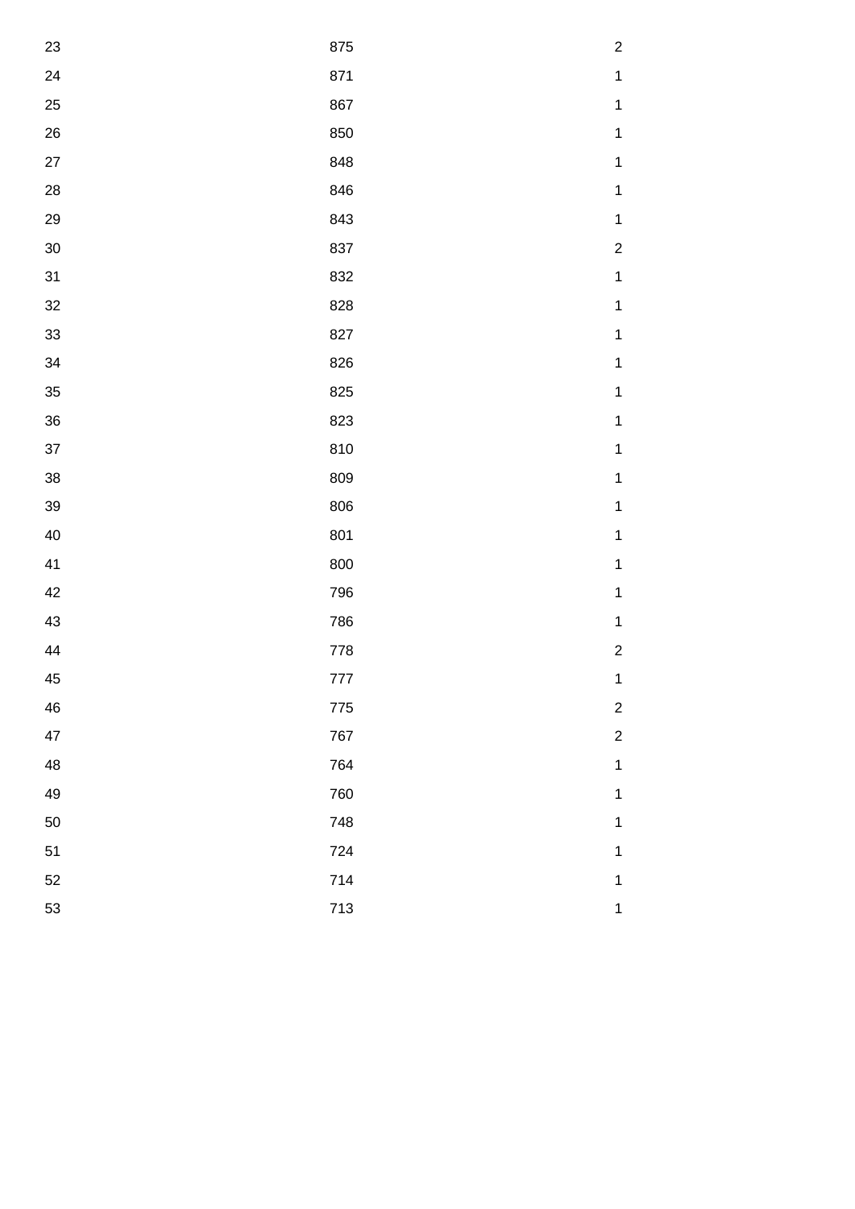| | | |
|---|---|---|
| 23 | 875 | 2 |
| 24 | 871 | 1 |
| 25 | 867 | 1 |
| 26 | 850 | 1 |
| 27 | 848 | 1 |
| 28 | 846 | 1 |
| 29 | 843 | 1 |
| 30 | 837 | 2 |
| 31 | 832 | 1 |
| 32 | 828 | 1 |
| 33 | 827 | 1 |
| 34 | 826 | 1 |
| 35 | 825 | 1 |
| 36 | 823 | 1 |
| 37 | 810 | 1 |
| 38 | 809 | 1 |
| 39 | 806 | 1 |
| 40 | 801 | 1 |
| 41 | 800 | 1 |
| 42 | 796 | 1 |
| 43 | 786 | 1 |
| 44 | 778 | 2 |
| 45 | 777 | 1 |
| 46 | 775 | 2 |
| 47 | 767 | 2 |
| 48 | 764 | 1 |
| 49 | 760 | 1 |
| 50 | 748 | 1 |
| 51 | 724 | 1 |
| 52 | 714 | 1 |
| 53 | 713 | 1 |